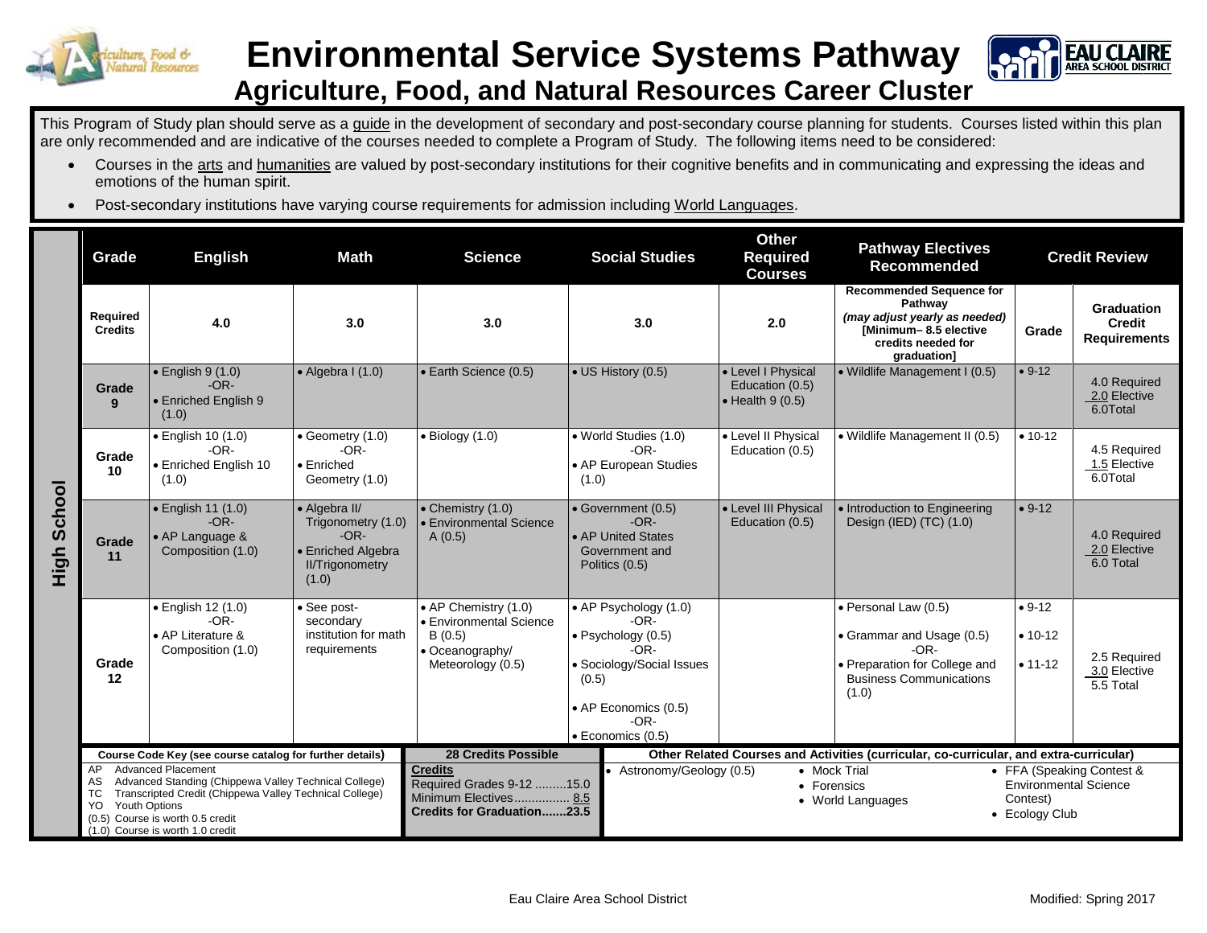# Environmental Service Systems Pathway

## Agriculture, Food, and Natural Resources Career Cluster

This Program of Study plan should serve as a guide in the development of secondary and post-secondary course planning for students. Courses listed within this plan are only recommended and are indicative of the courses needed to complete a Program of Study. The following items need to be considered:

- Courses in the arts and humanities are valued by post-secondary institutions for their cognitive benefits and in communicating and expressing the ideas and emotions of the human spirit.
- Post-secondary institutions have varying course requirements for admission including World Languages.

**High School**

| Grade | English | Math | Science | Social Studies | Other Required Courses | Pathway Electives Recommended | Credit Review | |
|---|---|---|---|---|---|---|---|---|
| **Required Credits** | 4.0 | 3.0 | 3.0 | 3.0 | 2.0 | **Recommended Sequence for Pathway** ***(may adjust yearly as needed)*** **[Minimum– 8.5 elective credits needed for graduation]** | **Grade** | **Graduation Credit Requirements** |
| **Grade 9** | • English 9 (1.0) -OR- • Enriched English 9 (1.0) | • Algebra I (1.0) | • Earth Science (0.5) | • US History (0.5) | • Level I Physical Education (0.5) • Health 9 (0.5) | • Wildlife Management I (0.5) | • 9-12 | 4.0 Required 2.0 Elective 6.0Total |
| **Grade 10** | • English 10 (1.0) -OR- • Enriched English 10 (1.0) | • Geometry (1.0) -OR- • Enriched Geometry (1.0) | • Biology (1.0) | • World Studies (1.0) -OR- • AP European Studies (1.0) | • Level II Physical Education (0.5) | • Wildlife Management II (0.5) | • 10-12 | 4.5 Required 1.5 Elective 6.0Total |
| **Grade 11** | • English 11 (1.0) -OR- • AP Language & Composition (1.0) | • Algebra II/ Trigonometry (1.0) -OR- • Enriched Algebra II/Trigonometry (1.0) | • Chemistry (1.0) • Environmental Science A (0.5) | • Government (0.5) -OR- • AP United States Government and Politics (0.5) | • Level III Physical Education (0.5) | • Introduction to Engineering Design (IED) (TC) (1.0) | • 9-12 | 4.0 Required 2.0 Elective 6.0 Total |
| **Grade 12** | • English 12 (1.0) -OR- • AP Literature & Composition (1.0) | • See post-secondary institution for math requirements | • AP Chemistry (1.0) • Environmental Science B (0.5) • Oceanography/ Meteorology (0.5) | • AP Psychology (1.0) -OR- • Psychology (0.5) -OR- • Sociology/Social Issues (0.5) • AP Economics (0.5) -OR- • Economics (0.5) | | • Personal Law (0.5) • Grammar and Usage (0.5) -OR- • Preparation for College and Business Communications (1.0) | • 9-12 • 10-12 • 11-12 | 2.5 Required 3.0 Elective 5.5 Total |

**Course Code Key (see course catalog for further details)**

AP Advanced Placement
AS Advanced Standing (Chippewa Valley Technical College)
TC Transcripted Credit (Chippewa Valley Technical College)
YO Youth Options
(0.5) Course is worth 0.5 credit
(1.0) Course is worth 1.0 credit

**28 Credits Possible**

**Credits**
Required Grades 9-12 .........15.0
Minimum Electives................ 8.5
**Credits for Graduation.......23.5**

**Other Related Courses and Activities (curricular, co-curricular, and extra-curricular)**

- Astronomy/Geology (0.5)
- Mock Trial
- Forensics
- World Languages
- FFA (Speaking Contest & Environmental Science Contest)
- Ecology Club

Eau Claire Area School District

Modified: Spring 2017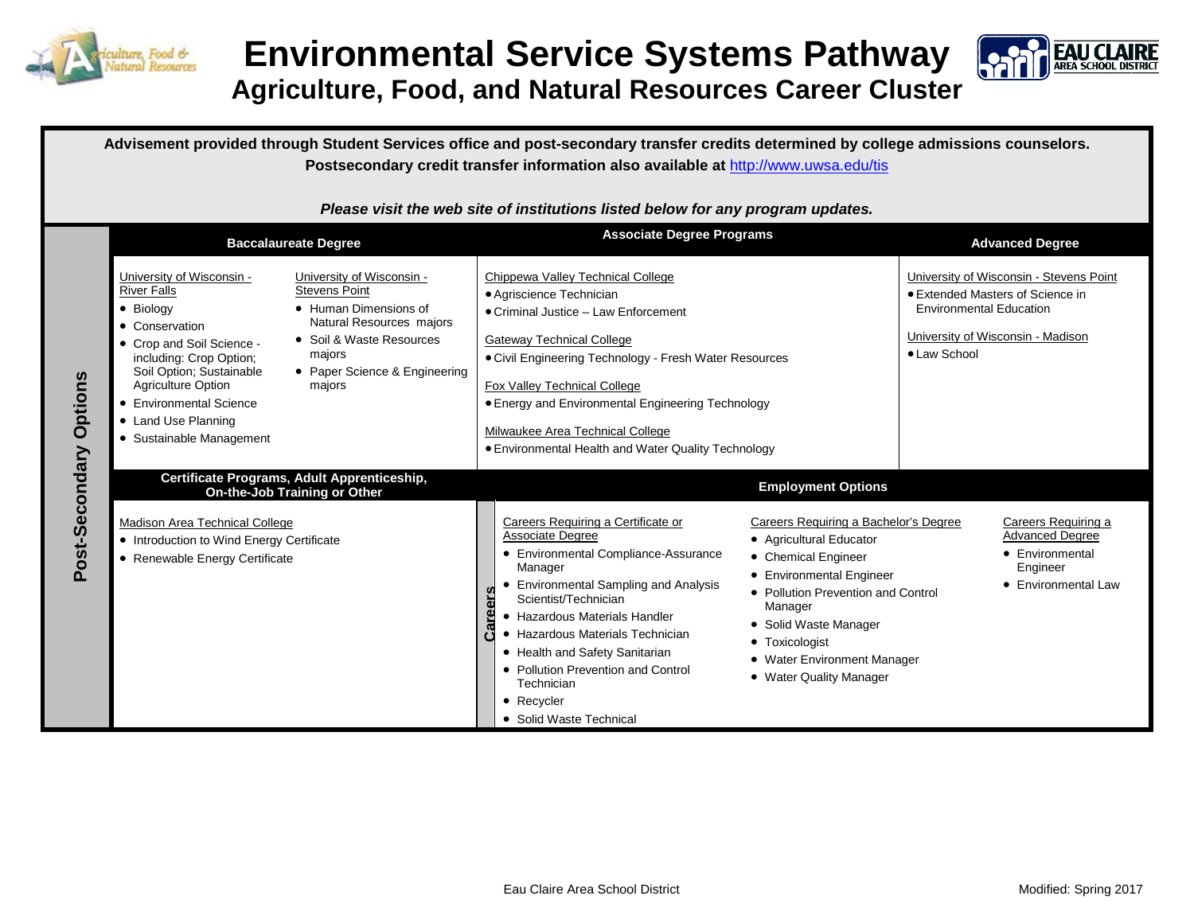# Environmental Service Systems Pathway

## Agriculture, Food, and Natural Resources Career Cluster

**Advisement provided through Student Services office and post-secondary transfer credits determined by college admissions counselors.**
**Postsecondary credit transfer information also available at http://www.uwsa.edu/tis**

***Please visit the web site of institutions listed below for any program updates.***

## Post-Secondary Options

### Baccalaureate Degree

University of Wisconsin - River Falls
- Biology
- Conservation
- Crop and Soil Science - including: Crop Option; Soil Option; Sustainable Agriculture Option
- Environmental Science
- Land Use Planning
- Sustainable Management

University of Wisconsin - Stevens Point
- Human Dimensions of Natural Resources majors
- Soil & Waste Resources majors
- Paper Science & Engineering majors

### Associate Degree Programs

Chippewa Valley Technical College
- Agriscience Technician
- Criminal Justice – Law Enforcement

Gateway Technical College
- Civil Engineering Technology - Fresh Water Resources

Fox Valley Technical College
- Energy and Environmental Engineering Technology

Milwaukee Area Technical College
- Environmental Health and Water Quality Technology

### Advanced Degree

University of Wisconsin - Stevens Point
- Extended Masters of Science in Environmental Education

University of Wisconsin - Madison
- Law School

### Certificate Programs, Adult Apprenticeship, On-the-Job Training or Other

Madison Area Technical College
- Introduction to Wind Energy Certificate
- Renewable Energy Certificate

### Employment Options

#### Careers

Careers Requiring a Certificate or Associate Degree
- Environmental Compliance-Assurance Manager
- Environmental Sampling and Analysis Scientist/Technician
- Hazardous Materials Handler
- Hazardous Materials Technician
- Health and Safety Sanitarian
- Pollution Prevention and Control Technician
- Recycler
- Solid Waste Technical

Careers Requiring a Bachelor's Degree
- Agricultural Educator
- Chemical Engineer
- Environmental Engineer
- Pollution Prevention and Control Manager
- Solid Waste Manager
- Toxicologist
- Water Environment Manager
- Water Quality Manager

Careers Requiring a Advanced Degree
- Environmental Engineer
- Environmental Law

Eau Claire Area School District

Modified: Spring 2017